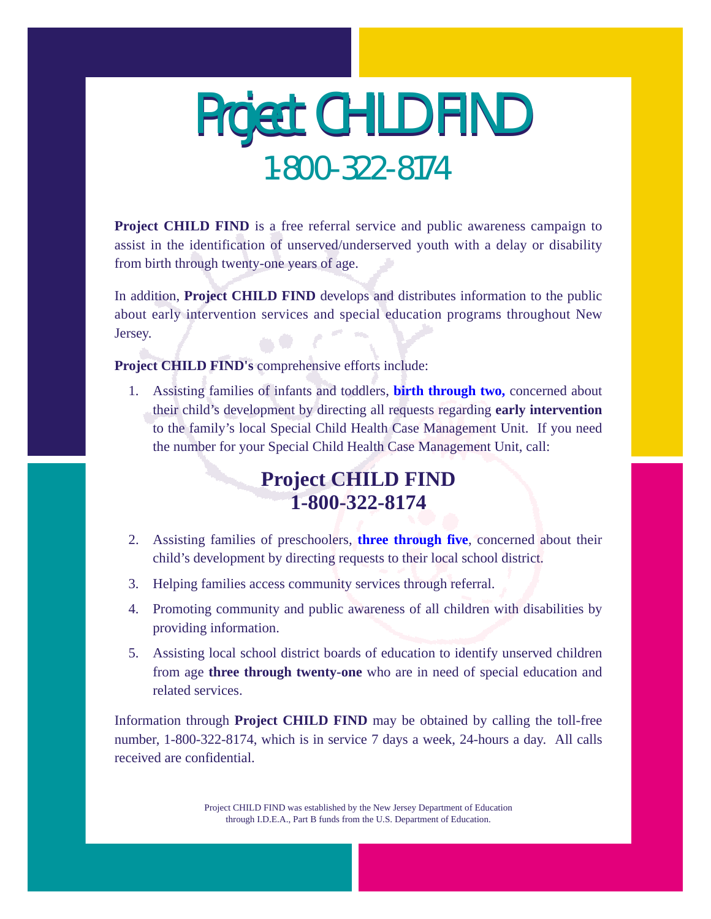# Project CHILD FIND

## 1-800-322-8174

**Project CHILD FIND** is a free referral service and public awareness campaign to assist in the identification of unserved/underserved youth with a delay or disability from birth through twenty-one years of age.

In addition, **Project CHILD FIND** develops and distributes information to the public about early intervention services and special education programs throughout New Jersey.

**Project CHILD FIND's** comprehensive efforts include:

1. Assisting families of infants and toddlers, **birth through two,** concerned about their child's development by directing all requests regarding **early intervention** to the family's local Special Child Health Case Management Unit. If you need the number for your Special Child Health Case Management Unit, call:

   **Project CHILD FIND**
   **1-800-322-8174**

2. Assisting families of preschoolers, **three through five**, concerned about their child's development by directing requests to their local school district.
3. Helping families access community services through referral.
4. Promoting community and public awareness of all children with disabilities by providing information.
5. Assisting local school district boards of education to identify unserved children from age **three through twenty-one** who are in need of special education and related services.

Information through **Project CHILD FIND** may be obtained by calling the toll-free number, 1-800-322-8174, which is in service 7 days a week, 24-hours a day. All calls received are confidential.

Project CHILD FIND was established by the New Jersey Department of Education through I.D.E.A., Part B funds from the U.S. Department of Education.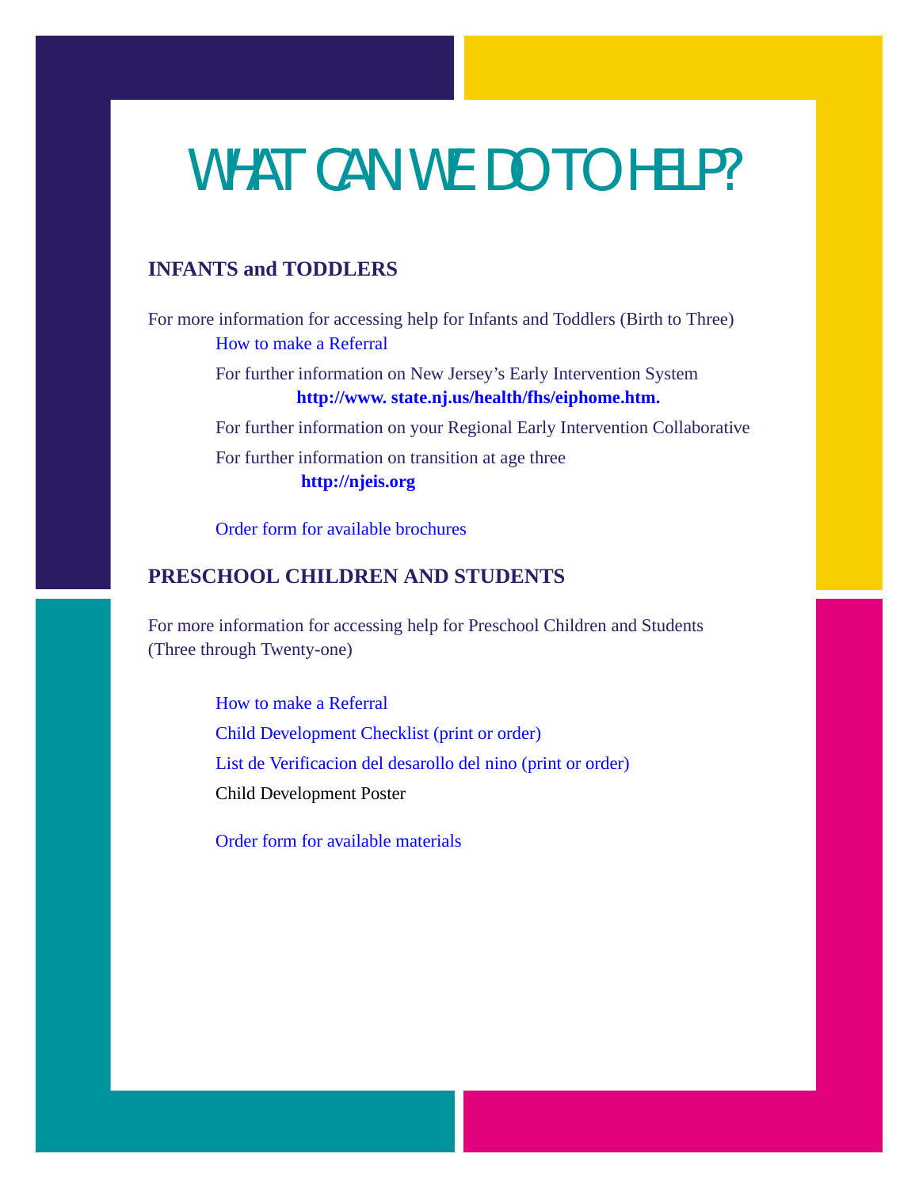# WHAT CAN WE DO TO HELP?

## INFANTS and TODDLERS

For more information for accessing help for Infants and Toddlers (Birth to Three)

How to make a Referral

For further information on New Jersey's Early Intervention System

**http://www. state.nj.us/health/fhs/eiphome.htm.**

For further information on your Regional Early Intervention Collaborative

For further information on transition at age three

**http://njeis.org**

Order form for available brochures

## PRESCHOOL CHILDREN AND STUDENTS

For more information for accessing help for Preschool Children and Students (Three through Twenty-one)

How to make a Referral

Child Development Checklist (print or order)

List de Verificacion del desarollo del nino (print or order)

Child Development Poster

Order form for available materials